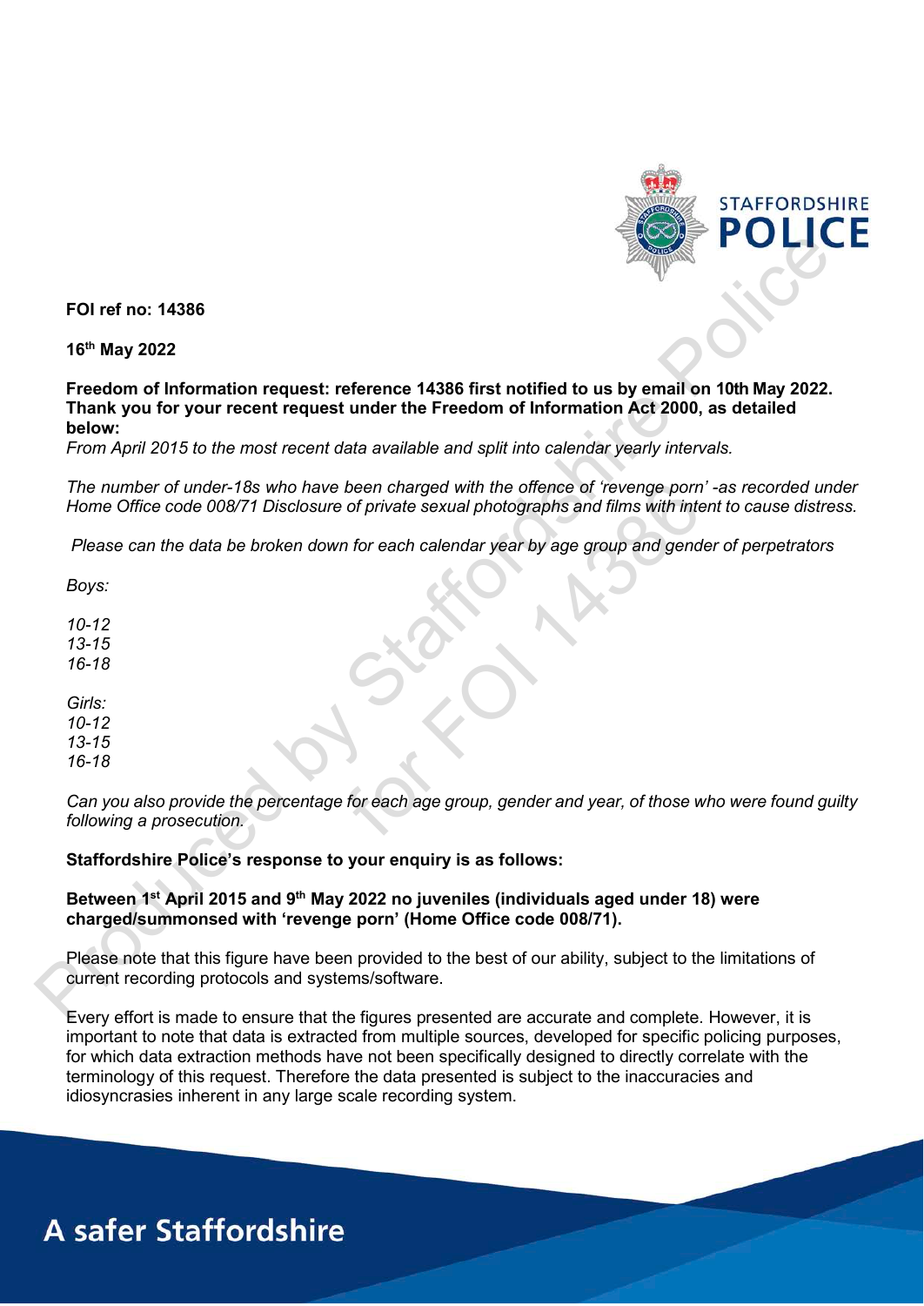**FOI ref no: 14386**

**16th May 2022**

**Freedom of Information request: reference 14386 first notified to us by email on 10th May 2022. Thank you for your recent request under the Freedom of Information Act 2000, as detailed below:**

*From April 2015 to the most recent data available and split into calendar yearly intervals.*

*The number of under-18s who have been charged with the offence of 'revenge porn' -as recorded under Home Office code 008/71 Disclosure of private sexual photographs and films with intent to cause distress.*

*Please can the data be broken down for each calendar year by age group and gender of perpetrators*

*Boys:*

*10-12*
*13-15*
*16-18*

*Girls:*
*10-12*
*13-15*
*16-18*

*Can you also provide the percentage for each age group, gender and year, of those who were found guilty following a prosecution.*

**Staffordshire Police's response to your enquiry is as follows:**

**Between 1st April 2015 and 9th May 2022 no juveniles (individuals aged under 18) were charged/summonsed with 'revenge porn' (Home Office code 008/71).**

Please note that this figure have been provided to the best of our ability, subject to the limitations of current recording protocols and systems/software.

Every effort is made to ensure that the figures presented are accurate and complete. However, it is important to note that data is extracted from multiple sources, developed for specific policing purposes, for which data extraction methods have not been specifically designed to directly correlate with the terminology of this request. Therefore the data presented is subject to the inaccuracies and idiosyncrasies inherent in any large scale recording system.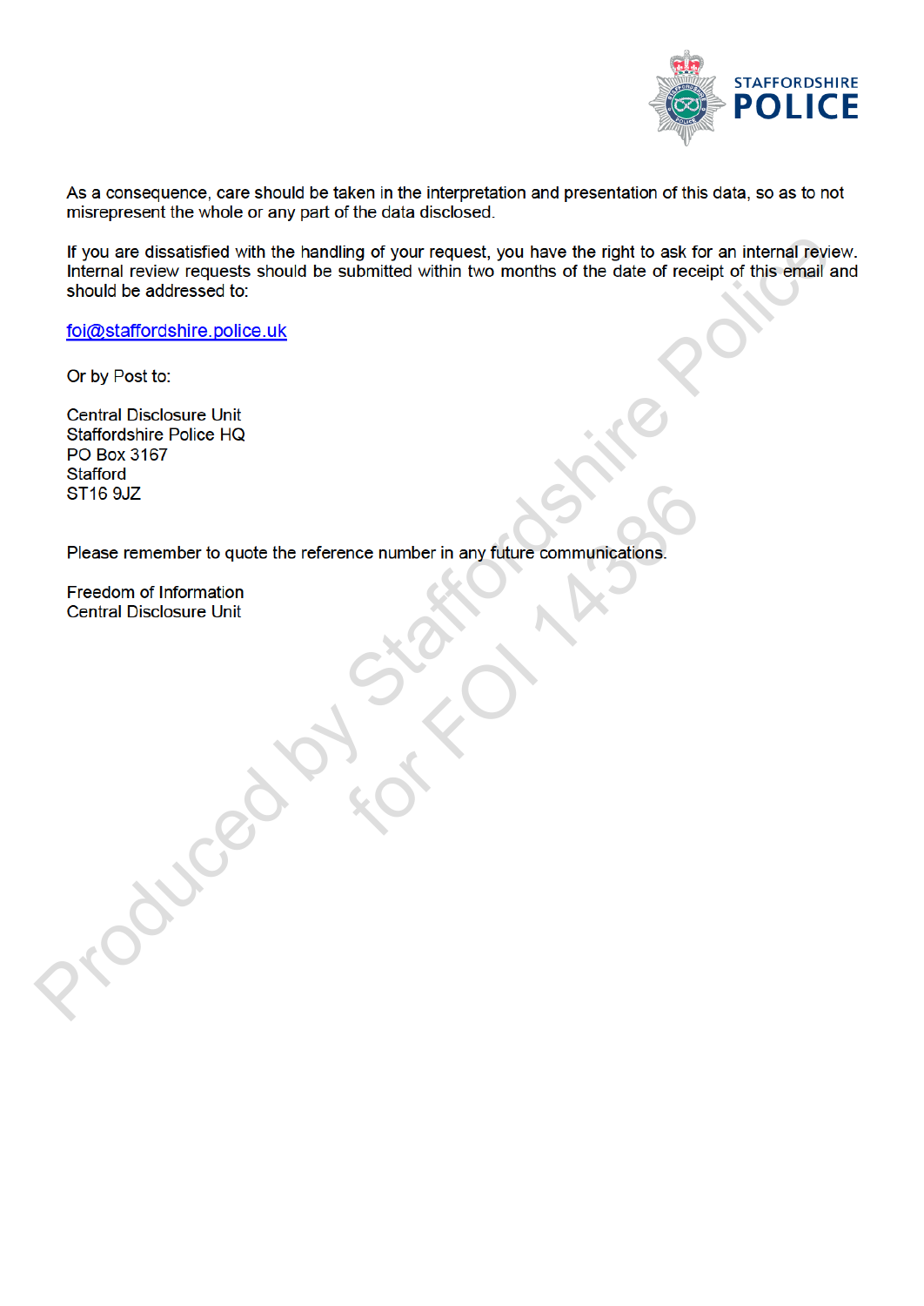As a consequence, care should be taken in the interpretation and presentation of this data, so as to not misrepresent the whole or any part of the data disclosed.

If you are dissatisfied with the handling of your request, you have the right to ask for an internal review. Internal review requests should be submitted within two months of the date of receipt of this email and should be addressed to:

foi@staffordshire.police.uk

Or by Post to:

Central Disclosure Unit
Staffordshire Police HQ
PO Box 3167
Stafford
ST16 9JZ

Please remember to quote the reference number in any future communications.

Freedom of Information
Central Disclosure Unit